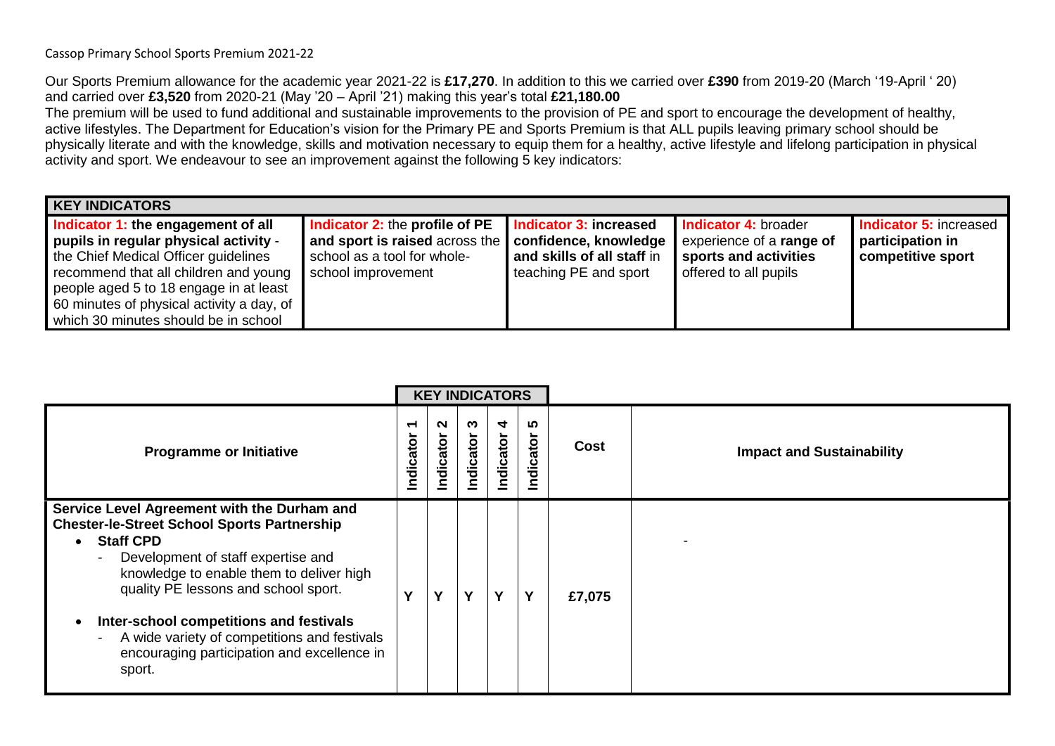Cassop Primary School Sports Premium 2021-22

Our Sports Premium allowance for the academic year 2021-22 is **£17,270**. In addition to this we carried over **£390** from 2019-20 (March '19-April ' 20) and carried over **£3,520** from 2020-21 (May '20 – April '21) making this year's total **£21,180.00**

The premium will be used to fund additional and sustainable improvements to the provision of PE and sport to encourage the development of healthy, active lifestyles. The Department for Education's vision for the Primary PE and Sports Premium is that ALL pupils leaving primary school should be physically literate and with the knowledge, skills and motivation necessary to equip them for a healthy, active lifestyle and lifelong participation in physical activity and sport. We endeavour to see an improvement against the following 5 key indicators:

| **KEY INDICATORS** | | | | |
|---|---|---|---|---|
| **Indicator 1: the engagement of all pupils in regular physical activity** - the Chief Medical Officer guidelines recommend that all children and young people aged 5 to 18 engage in at least 60 minutes of physical activity a day, of which 30 minutes should be in school | **Indicator 2:** the **profile of PE and sport is raised** across the school as a tool for whole-school improvement | **Indicator 3: increased confidence, knowledge and skills of all staff** in teaching PE and sport | **Indicator 4:** broader experience of a **range of sports and activities** offered to all pupils | **Indicator 5:** increased **participation in competitive sport** |

| **Programme or Initiative** | **KEY INDICATORS** Indicator 1 | Indicator 2 | Indicator 3 | Indicator 4 | Indicator 5 | **Cost** | **Impact and Sustainability** |
|---|---|---|---|---|---|---|---|
| **Service Level Agreement with the Durham and Chester-le-Street School Sports Partnership**<br>• **Staff CPD**<br>- Development of staff expertise and knowledge to enable them to deliver high quality PE lessons and school sport.<br>• **Inter-school competitions and festivals**<br>- A wide variety of competitions and festivals encouraging participation and excellence in sport. | Y | Y | Y | Y | Y | £7,075 | - |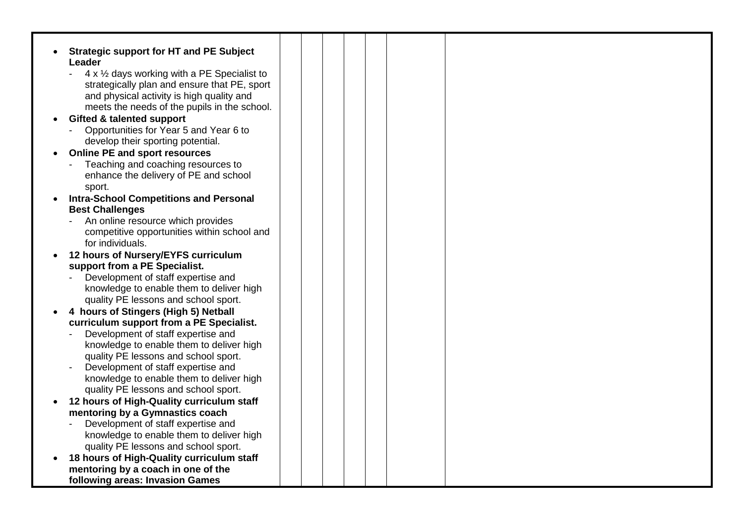| | | | | | | | |
|---|---|---|---|---|---|---|---|
| <ul><li>**Strategic support for HT and PE Subject Leader**<br>- 4 x ½ days working with a PE Specialist to strategically plan and ensure that PE, sport and physical activity is high quality and meets the needs of the pupils in the school.</li><li>**Gifted & talented support**<br>- Opportunities for Year 5 and Year 6 to develop their sporting potential.</li><li>**Online PE and sport resources**<br>- Teaching and coaching resources to enhance the delivery of PE and school sport.</li><li>**Intra-School Competitions and Personal Best Challenges**<br>- An online resource which provides competitive opportunities within school and for individuals.</li><li>**12 hours of Nursery/EYFS curriculum support from a PE Specialist.**<br>- Development of staff expertise and knowledge to enable them to deliver high quality PE lessons and school sport.</li><li>**4 hours of Stingers (High 5) Netball curriculum support from a PE Specialist.**<br>- Development of staff expertise and knowledge to enable them to deliver high quality PE lessons and school sport.<br>- Development of staff expertise and knowledge to enable them to deliver high quality PE lessons and school sport.</li><li>**12 hours of High-Quality curriculum staff mentoring by a Gymnastics coach**<br>- Development of staff expertise and knowledge to enable them to deliver high quality PE lessons and school sport.</li><li>**18 hours of High-Quality curriculum staff mentoring by a coach in one of the following areas: Invasion Games**</li></ul> | | | | | | | |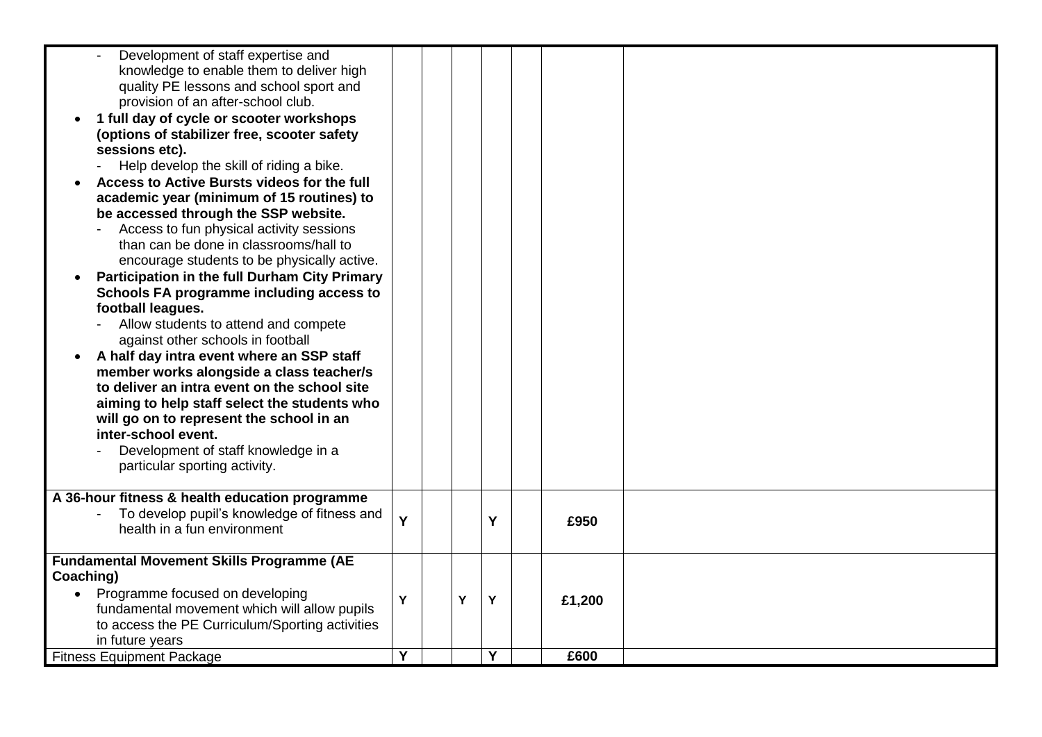| | | | | | | | |
|---|---|---|---|---|---|---|---|
| - Development of staff expertise and knowledge to enable them to deliver high quality PE lessons and school sport and provision of an after-school club.<br>• **1 full day of cycle or scooter workshops (options of stabilizer free, scooter safety sessions etc).**<br>- Help develop the skill of riding a bike.<br>• **Access to Active Bursts videos for the full academic year (minimum of 15 routines) to be accessed through the SSP website.**<br>- Access to fun physical activity sessions than can be done in classrooms/hall to encourage students to be physically active.<br>• **Participation in the full Durham City Primary Schools FA programme including access to football leagues.**<br>- Allow students to attend and compete against other schools in football<br>• **A half day intra event where an SSP staff member works alongside a class teacher/s to deliver an intra event on the school site aiming to help staff select the students who will go on to represent the school in an inter-school event.**<br>- Development of staff knowledge in a particular sporting activity. | | | | | | | |
| **A 36-hour fitness & health education programme**<br>- To develop pupil's knowledge of fitness and health in a fun environment | Y | | | Y | | **£950** | |
| **Fundamental Movement Skills Programme (AE Coaching)**<br>• Programme focused on developing fundamental movement which will allow pupils to access the PE Curriculum/Sporting activities in future years | Y | | Y | Y | | **£1,200** | |
| Fitness Equipment Package | Y | | | Y | | **£600** | |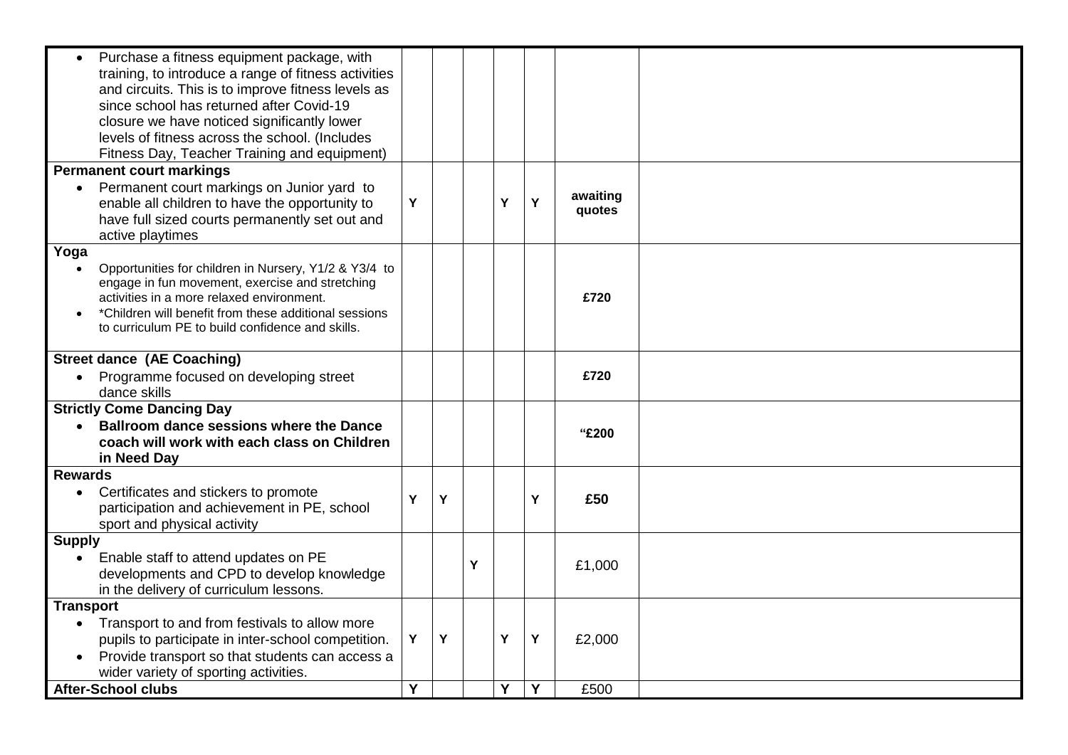| | | | | | | | |
|---|---|---|---|---|---|---|---|
| • Purchase a fitness equipment package, with training, to introduce a range of fitness activities and circuits. This is to improve fitness levels as since school has returned after Covid-19 closure we have noticed significantly lower levels of fitness across the school. (Includes Fitness Day, Teacher Training and equipment) | | | | | | | |
| **Permanent court markings**<br>• Permanent court markings on Junior yard to enable all children to have the opportunity to have full sized courts permanently set out and active playtimes | Y | | | Y | Y | **awaiting quotes** | |
| **Yoga**<br>• Opportunities for children in Nursery, Y1/2 & Y3/4 to engage in fun movement, exercise and stretching activities in a more relaxed environment.<br>• *Children will benefit from these additional sessions to curriculum PE to build confidence and skills. | | | | | | **£720** | |
| **Street dance (AE Coaching)**<br>• Programme focused on developing street dance skills | | | | | | **£720** | |
| **Strictly Come Dancing Day**<br>• **Ballroom dance sessions where the Dance coach will work with each class on Children in Need Day** | | | | | | **"£200** | |
| **Rewards**<br>• Certificates and stickers to promote participation and achievement in PE, school sport and physical activity | Y | Y | | | Y | **£50** | |
| **Supply**<br>• Enable staff to attend updates on PE developments and CPD to develop knowledge in the delivery of curriculum lessons. | | | Y | | | £1,000 | |
| **Transport**<br>• Transport to and from festivals to allow more pupils to participate in inter-school competition.<br>• Provide transport so that students can access a wider variety of sporting activities. | Y | Y | | Y | Y | £2,000 | |
| **After-School clubs** | Y | | | Y | Y | £500 | |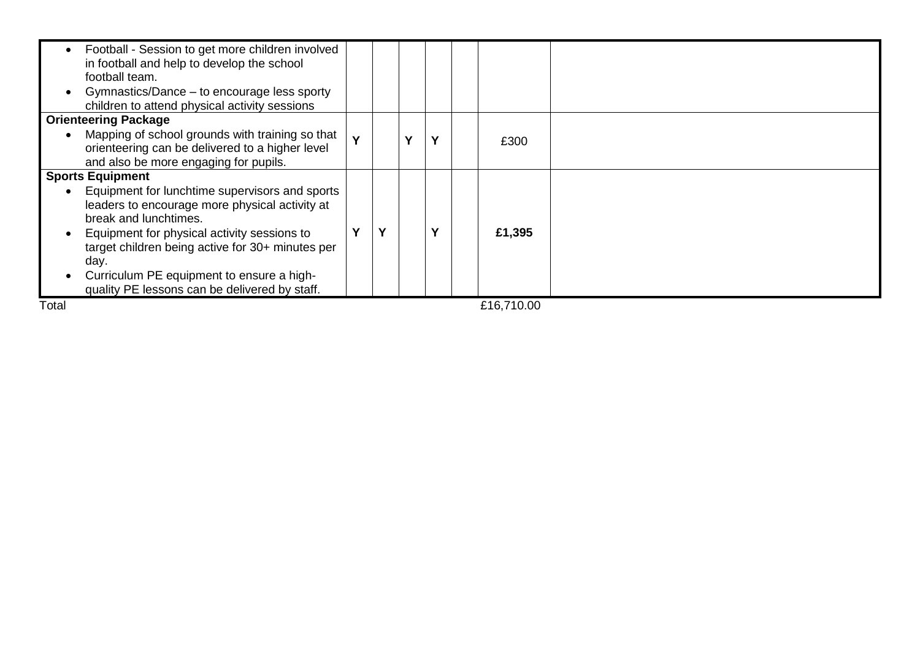| | | | | | | | |
|---|---|---|---|---|---|---|---|
| • Football - Session to get more children involved in football and help to develop the school football team.<br>• Gymnastics/Dance – to encourage less sporty children to attend physical activity sessions | | | | | | | |
| **Orienteering Package**<br>• Mapping of school grounds with training so that orienteering can be delivered to a higher level and also be more engaging for pupils. | Y | | Y | Y | | £300 | |
| **Sports Equipment**<br>• Equipment for lunchtime supervisors and sports leaders to encourage more physical activity at break and lunchtimes.<br>• Equipment for physical activity sessions to target children being active for 30+ minutes per day.<br>• Curriculum PE equipment to ensure a high-quality PE lessons can be delivered by staff. | Y | Y | | Y | | **£1,395** | |
| Total | | | | | | £16,710.00 | |